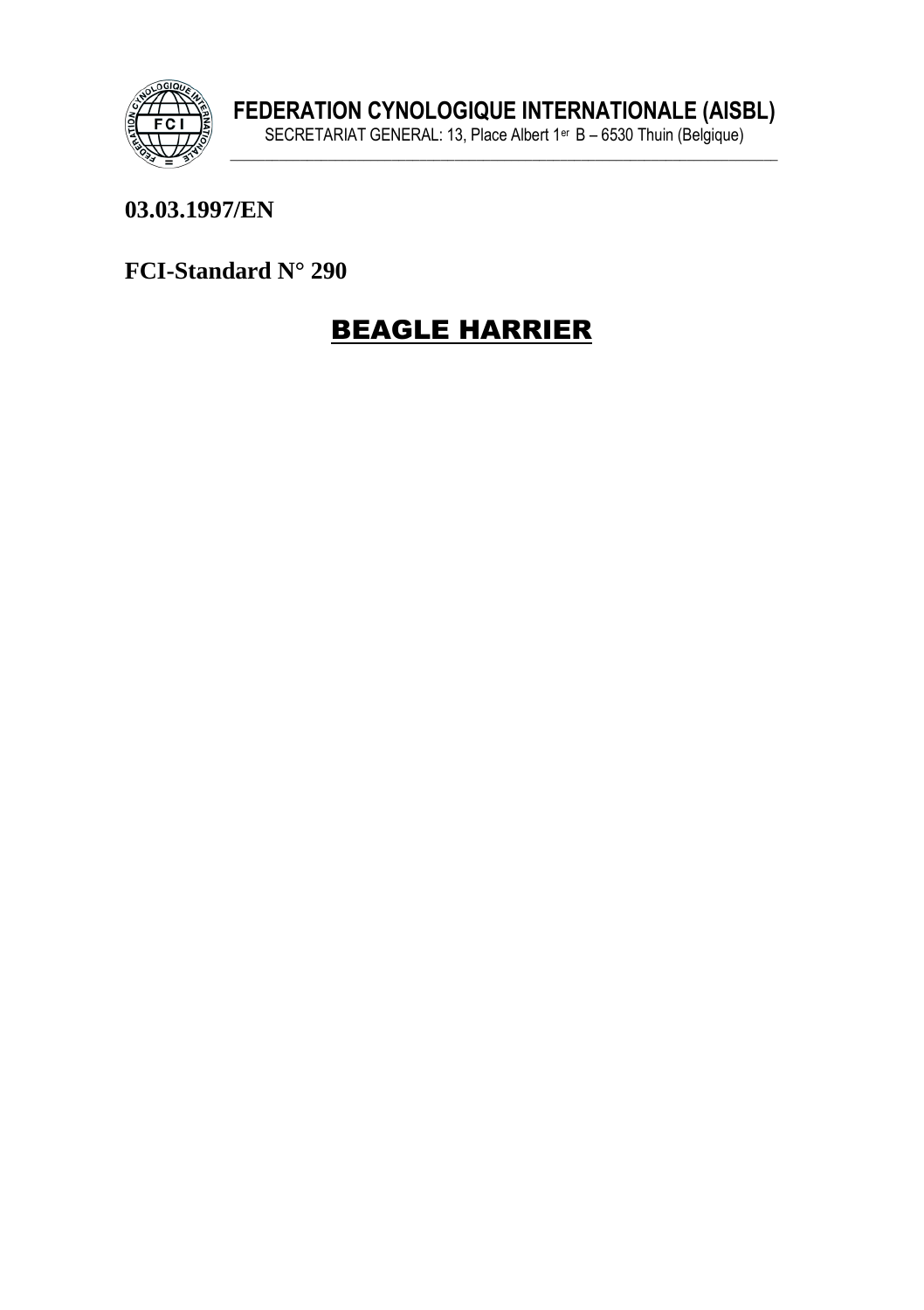**FEDERATION CYNOLOGIQUE INTERNATIONALE (AISBL)**

SECRETARIAT GENERAL: 13, Place Albert 1er B – 6530 Thuin (Belgique)

---

**03.03.1997/EN**

**FCI-Standard N° 290**

# BEAGLE HARRIER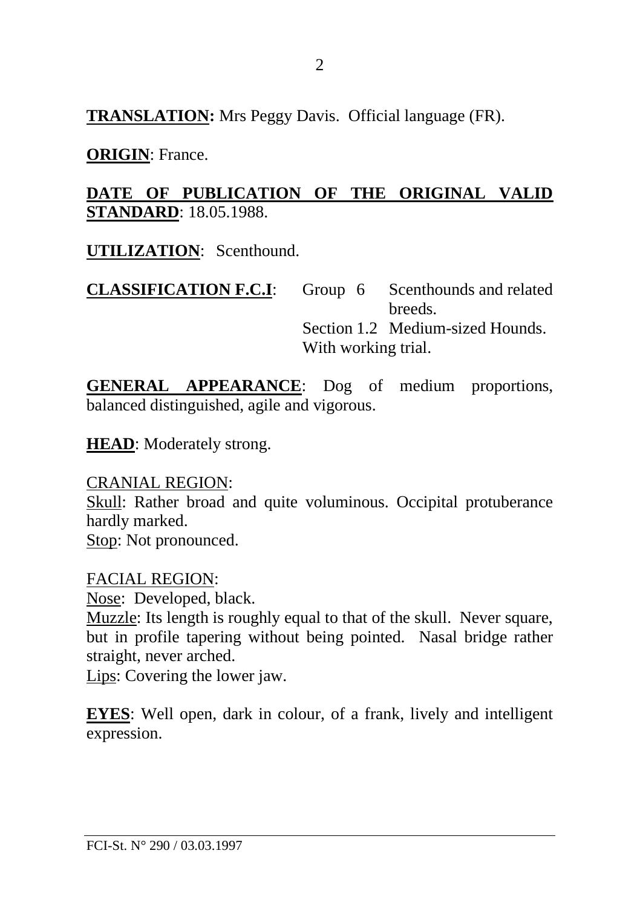**TRANSLATION:** Mrs Peggy Davis. Official language (FR).

**ORIGIN**: France.

**DATE OF PUBLICATION OF THE ORIGINAL VALID STANDARD**: 18.05.1988.

**UTILIZATION**: Scenthound.

**CLASSIFICATION F.C.I**: Group 6 Scenthounds and related breeds.
Section 1.2 Medium-sized Hounds.
With working trial.

**GENERAL APPEARANCE**: Dog of medium proportions, balanced distinguished, agile and vigorous.

**HEAD**: Moderately strong.

CRANIAL REGION:
Skull: Rather broad and quite voluminous. Occipital protuberance hardly marked.
Stop: Not pronounced.

FACIAL REGION:
Nose: Developed, black.
Muzzle: Its length is roughly equal to that of the skull. Never square, but in profile tapering without being pointed. Nasal bridge rather straight, never arched.
Lips: Covering the lower jaw.

**EYES**: Well open, dark in colour, of a frank, lively and intelligent expression.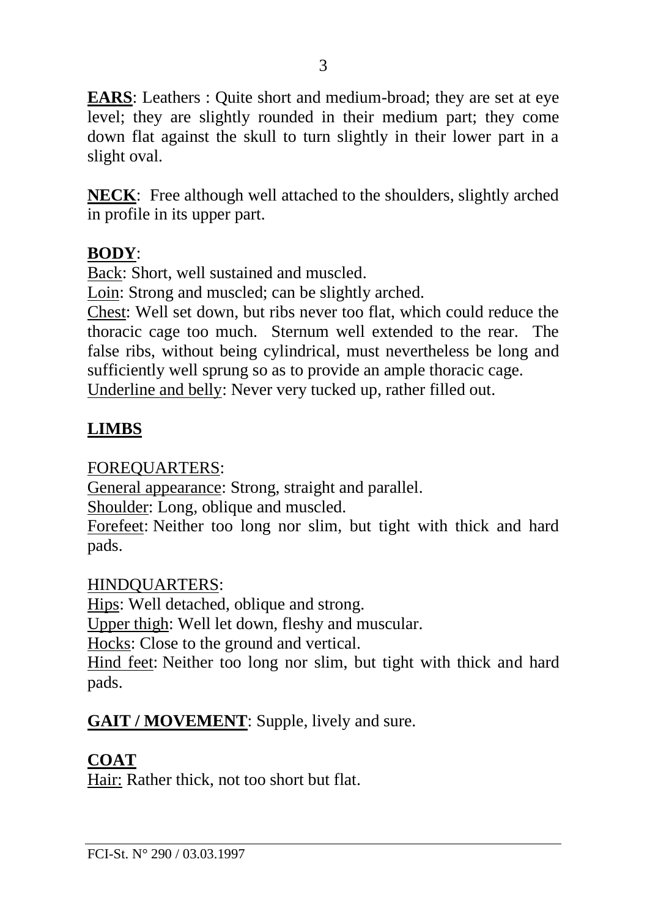**EARS**: Leathers : Quite short and medium-broad; they are set at eye level; they are slightly rounded in their medium part; they come down flat against the skull to turn slightly in their lower part in a slight oval.

**NECK**: Free although well attached to the shoulders, slightly arched in profile in its upper part.

**BODY**:

Back: Short, well sustained and muscled.

Loin: Strong and muscled; can be slightly arched.

Chest: Well set down, but ribs never too flat, which could reduce the thoracic cage too much. Sternum well extended to the rear. The false ribs, without being cylindrical, must nevertheless be long and sufficiently well sprung so as to provide an ample thoracic cage.

Underline and belly: Never very tucked up, rather filled out.

**LIMBS**

FOREQUARTERS:

General appearance: Strong, straight and parallel.

Shoulder: Long, oblique and muscled.

Forefeet: Neither too long nor slim, but tight with thick and hard pads.

HINDQUARTERS:

Hips: Well detached, oblique and strong.

Upper thigh: Well let down, fleshy and muscular.

Hocks: Close to the ground and vertical.

Hind feet: Neither too long nor slim, but tight with thick and hard pads.

**GAIT / MOVEMENT**: Supple, lively and sure.

**COAT**

Hair: Rather thick, not too short but flat.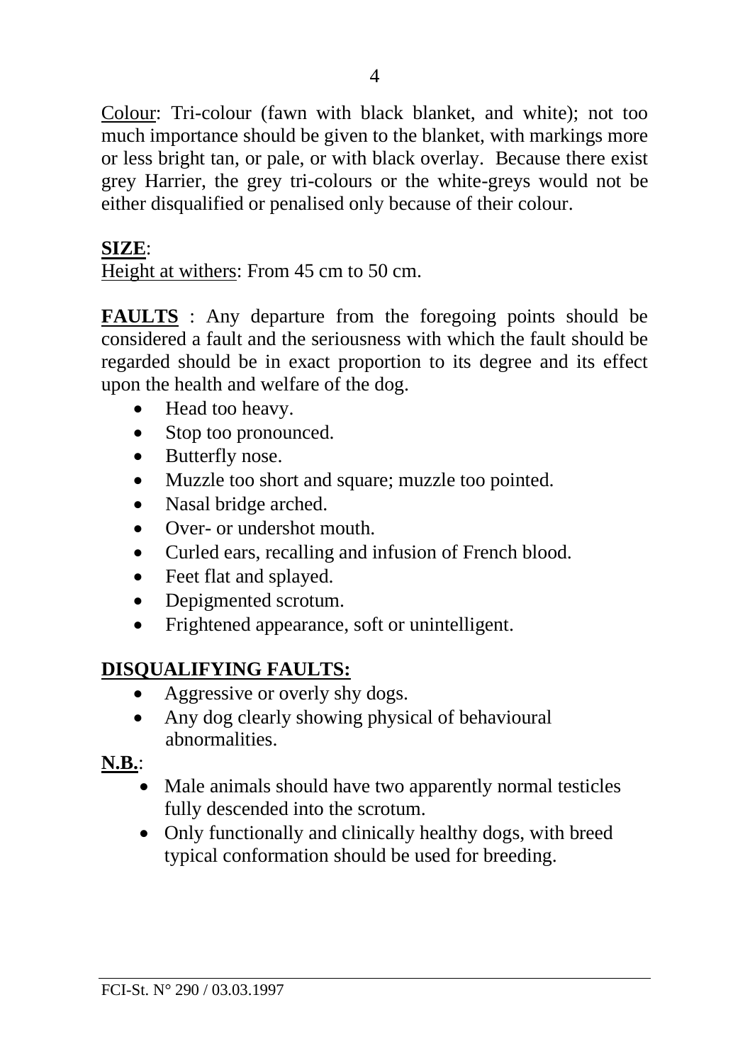Colour: Tri-colour (fawn with black blanket, and white); not too much importance should be given to the blanket, with markings more or less bright tan, or pale, or with black overlay. Because there exist grey Harrier, the grey tri-colours or the white-greys would not be either disqualified or penalised only because of their colour.

**SIZE**:

Height at withers: From 45 cm to 50 cm.

**FAULTS** : Any departure from the foregoing points should be considered a fault and the seriousness with which the fault should be regarded should be in exact proportion to its degree and its effect upon the health and welfare of the dog.

- Head too heavy.
- Stop too pronounced.
- Butterfly nose.
- Muzzle too short and square; muzzle too pointed.
- Nasal bridge arched.
- Over- or undershot mouth.
- Curled ears, recalling and infusion of French blood.
- Feet flat and splayed.
- Depigmented scrotum.
- Frightened appearance, soft or unintelligent.

**DISQUALIFYING FAULTS:**

- Aggressive or overly shy dogs.
- Any dog clearly showing physical of behavioural abnormalities.

**N.B.**:

- Male animals should have two apparently normal testicles fully descended into the scrotum.
- Only functionally and clinically healthy dogs, with breed typical conformation should be used for breeding.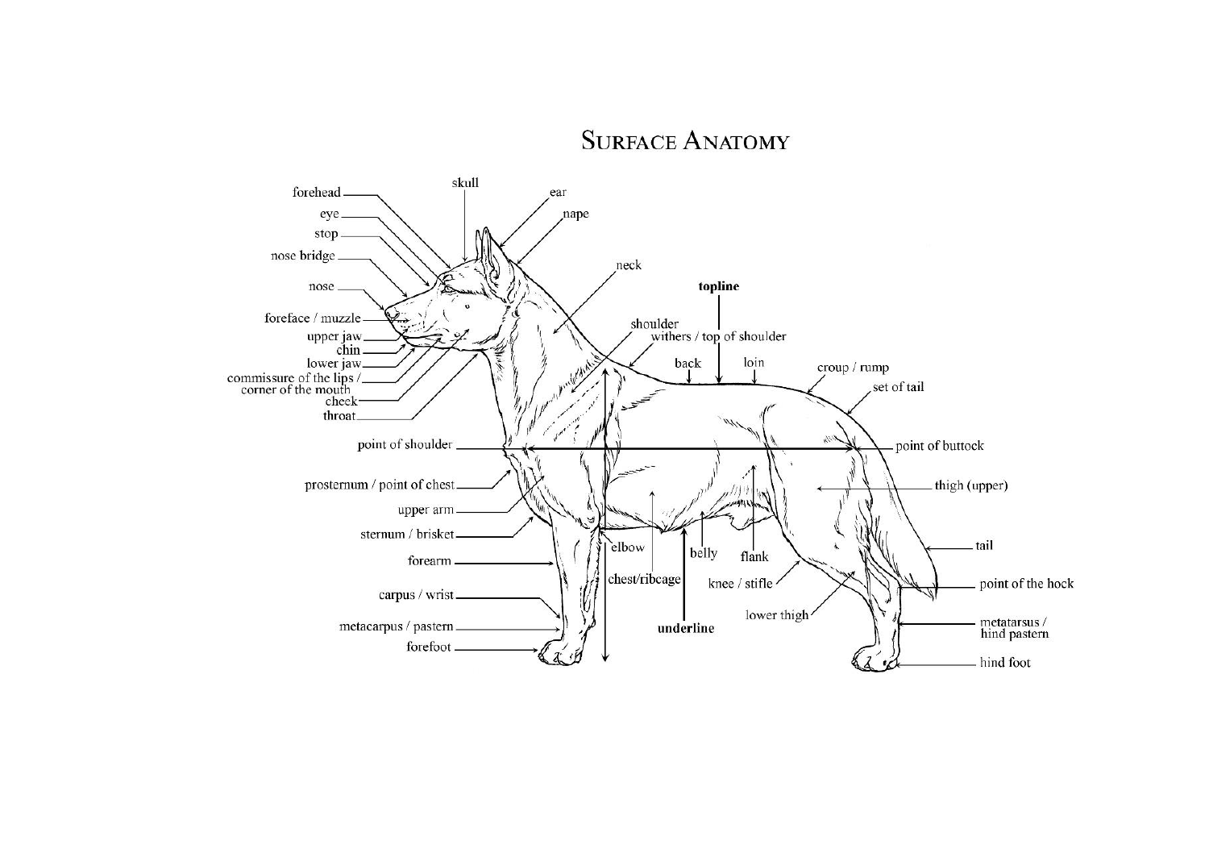# Surface Anatomy

forehead
eye
stop
nose bridge
nose
foreface / muzzle
upper jaw
chin
lower jaw
commissure of the lips / corner of the mouth
cheek
throat
skull
ear
nape
neck
topline
shoulder
withers / top of shoulder
back
loin
croup / rump
set of tail
point of shoulder
point of buttock
prosternum / point of chest
thigh (upper)
upper arm
sternum / brisket
elbow
belly
flank
tail
forearm
chest/ribcage
knee / stifle
point of the hock
carpus / wrist
lower thigh
metacarpus / pastern
underline
metatarsus / hind pastern
forefoot
hind foot